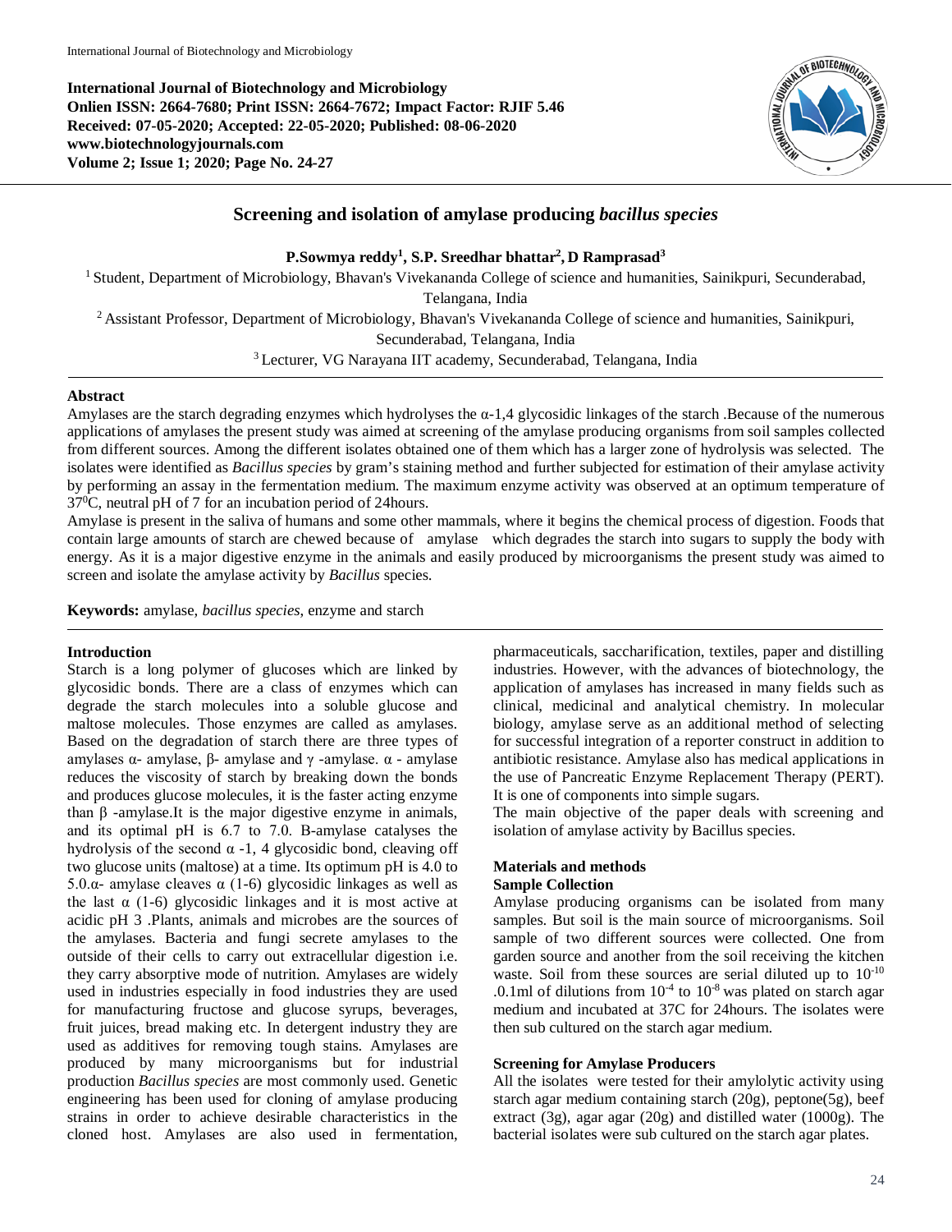International Journal of Biotechnology and Microbiology

**International Journal of Biotechnology and Microbiology**
**Onlien ISSN: 2664-7680; Print ISSN: 2664-7672; Impact Factor: RJIF 5.46**
**Received: 07-05-2020; Accepted: 22-05-2020; Published: 08-06-2020**
**www.biotechnologyjournals.com**
**Volume 2; Issue 1; 2020; Page No. 24-27**

# Screening and isolation of amylase producing *bacillus species*

**P.Sowmya reddy[1], S.P. Sreedhar bhattar[2], D Ramprasad[3]**

[1] Student, Department of Microbiology, Bhavan's Vivekananda College of science and humanities, Sainikpuri, Secunderabad, Telangana, India

[2] Assistant Professor, Department of Microbiology, Bhavan's Vivekananda College of science and humanities, Sainikpuri, Secunderabad, Telangana, India

[3] Lecturer, VG Narayana IIT academy, Secunderabad, Telangana, India

## Abstract

Amylases are the starch degrading enzymes which hydrolyses the α-1,4 glycosidic linkages of the starch .Because of the numerous applications of amylases the present study was aimed at screening of the amylase producing organisms from soil samples collected from different sources. Among the different isolates obtained one of them which has a larger zone of hydrolysis was selected. The isolates were identified as *Bacillus species* by gram's staining method and further subjected for estimation of their amylase activity by performing an assay in the fermentation medium. The maximum enzyme activity was observed at an optimum temperature of $37^0$C, neutral pH of 7 for an incubation period of 24hours.

Amylase is present in the saliva of humans and some other mammals, where it begins the chemical process of digestion. Foods that contain large amounts of starch are chewed because of amylase which degrades the starch into sugars to supply the body with energy. As it is a major digestive enzyme in the animals and easily produced by microorganisms the present study was aimed to screen and isolate the amylase activity by *Bacillus* species.

**Keywords:** amylase, *bacillus species*, enzyme and starch

## Introduction

Starch is a long polymer of glucoses which are linked by glycosidic bonds. There are a class of enzymes which can degrade the starch molecules into a soluble glucose and maltose molecules. Those enzymes are called as amylases. Based on the degradation of starch there are three types of amylases α- amylase, β- amylase and γ -amylase. α - amylase reduces the viscosity of starch by breaking down the bonds and produces glucose molecules, it is the faster acting enzyme than β -amylase.It is the major digestive enzyme in animals, and its optimal pH is 6.7 to 7.0. B-amylase catalyses the hydrolysis of the second α -1, 4 glycosidic bond, cleaving off two glucose units (maltose) at a time. Its optimum pH is 4.0 to 5.0.α- amylase cleaves α (1-6) glycosidic linkages as well as the last α (1-6) glycosidic linkages and it is most active at acidic pH 3 .Plants, animals and microbes are the sources of the amylases. Bacteria and fungi secrete amylases to the outside of their cells to carry out extracellular digestion i.e. they carry absorptive mode of nutrition. Amylases are widely used in industries especially in food industries they are used for manufacturing fructose and glucose syrups, beverages, fruit juices, bread making etc. In detergent industry they are used as additives for removing tough stains. Amylases are produced by many microorganisms but for industrial production *Bacillus species* are most commonly used. Genetic engineering has been used for cloning of amylase producing strains in order to achieve desirable characteristics in the cloned host. Amylases are also used in fermentation, pharmaceuticals, saccharification, textiles, paper and distilling industries. However, with the advances of biotechnology, the application of amylases has increased in many fields such as clinical, medicinal and analytical chemistry. In molecular biology, amylase serve as an additional method of selecting for successful integration of a reporter construct in addition to antibiotic resistance. Amylase also has medical applications in the use of Pancreatic Enzyme Replacement Therapy (PERT). It is one of components into simple sugars.

The main objective of the paper deals with screening and isolation of amylase activity by Bacillus species.

## Materials and methods

### Sample Collection

Amylase producing organisms can be isolated from many samples. But soil is the main source of microorganisms. Soil sample of two different sources were collected. One from garden source and another from the soil receiving the kitchen waste. Soil from these sources are serial diluted up to $10^{-10}$ .0.1ml of dilutions from $10^{-4}$ to $10^{-8}$ was plated on starch agar medium and incubated at 37C for 24hours. The isolates were then sub cultured on the starch agar medium.

### Screening for Amylase Producers

All the isolates were tested for their amylolytic activity using starch agar medium containing starch (20g), peptone(5g), beef extract (3g), agar agar (20g) and distilled water (1000g). The bacterial isolates were sub cultured on the starch agar plates.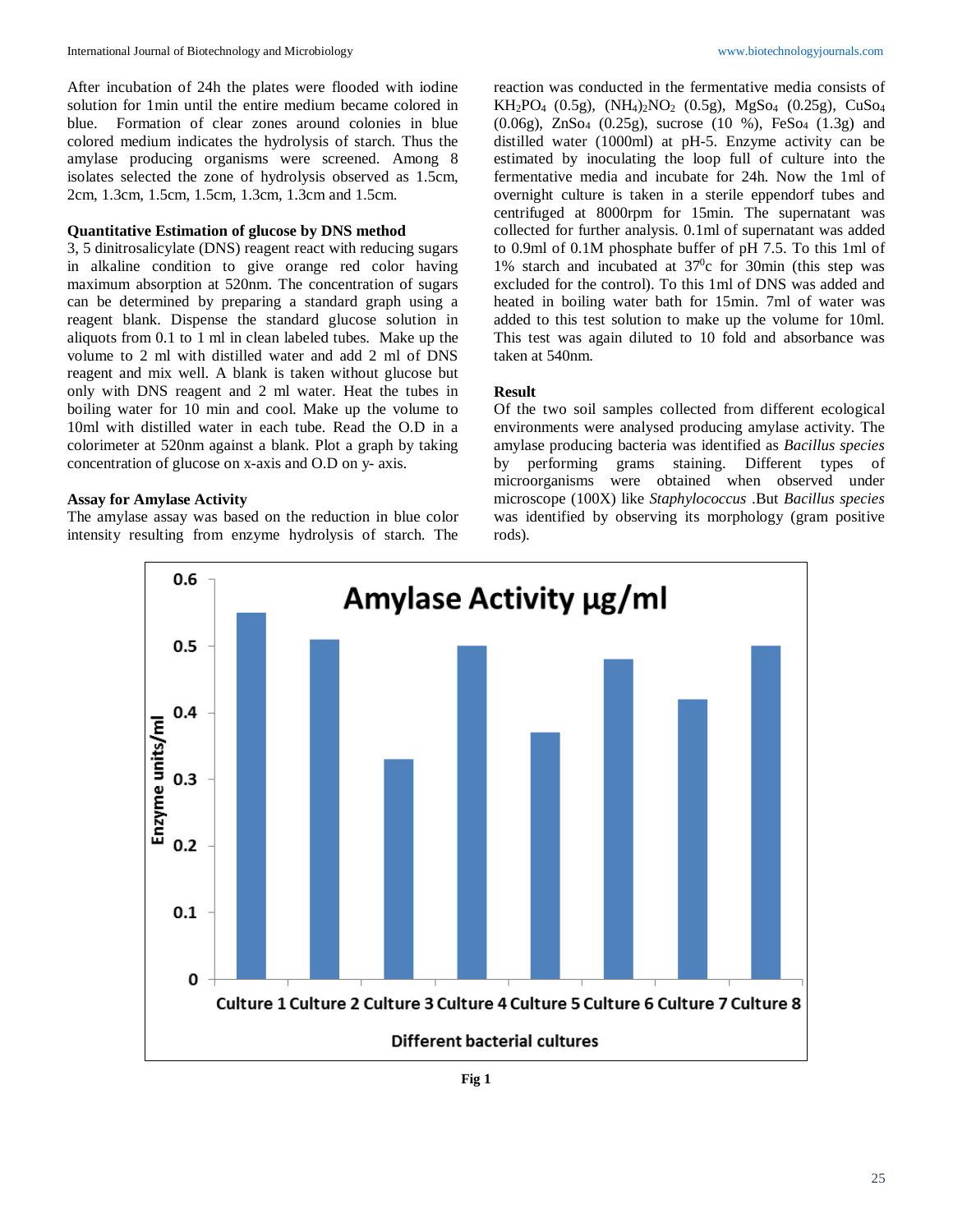After incubation of 24h the plates were flooded with iodine solution for 1min until the entire medium became colored in blue. Formation of clear zones around colonies in blue colored medium indicates the hydrolysis of starch. Thus the amylase producing organisms were screened. Among 8 isolates selected the zone of hydrolysis observed as 1.5cm, 2cm, 1.3cm, 1.5cm, 1.5cm, 1.3cm, 1.3cm and 1.5cm.

**Quantitative Estimation of glucose by DNS method**

3, 5 dinitrosalicylate (DNS) reagent react with reducing sugars in alkaline condition to give orange red color having maximum absorption at 520nm. The concentration of sugars can be determined by preparing a standard graph using a reagent blank. Dispense the standard glucose solution in aliquots from 0.1 to 1 ml in clean labeled tubes. Make up the volume to 2 ml with distilled water and add 2 ml of DNS reagent and mix well. A blank is taken without glucose but only with DNS reagent and 2 ml water. Heat the tubes in boiling water for 10 min and cool. Make up the volume to 10ml with distilled water in each tube. Read the O.D in a colorimeter at 520nm against a blank. Plot a graph by taking concentration of glucose on x-axis and O.D on y- axis.

**Assay for Amylase Activity**

The amylase assay was based on the reduction in blue color intensity resulting from enzyme hydrolysis of starch. The reaction was conducted in the fermentative media consists of $KH_2PO_4$ (0.5g), $(NH_4)_2NO_2$ (0.5g), $MgSo_4$ (0.25g), $CuSo_4$ (0.06g), $ZnSo_4$ (0.25g), sucrose (10 %), $FeSo_4$ (1.3g) and distilled water (1000ml) at pH-5. Enzyme activity can be estimated by inoculating the loop full of culture into the fermentative media and incubate for 24h. Now the 1ml of overnight culture is taken in a sterile eppendorf tubes and centrifuged at 8000rpm for 15min. The supernatant was collected for further analysis. 0.1ml of supernatant was added to 0.9ml of 0.1M phosphate buffer of pH 7.5. To this 1ml of 1% starch and incubated at $37^0$c for 30min (this step was excluded for the control). To this 1ml of DNS was added and heated in boiling water bath for 15min. 7ml of water was added to this test solution to make up the volume for 10ml. This test was again diluted to 10 fold and absorbance was taken at 540nm.

**Result**

Of the two soil samples collected from different ecological environments were analysed producing amylase activity. The amylase producing bacteria was identified as *Bacillus species* by performing grams staining. Different types of microorganisms were obtained when observed under microscope (100X) like *Staphylococcus* .But *Bacillus species* was identified by observing its morphology (gram positive rods).

Fig 1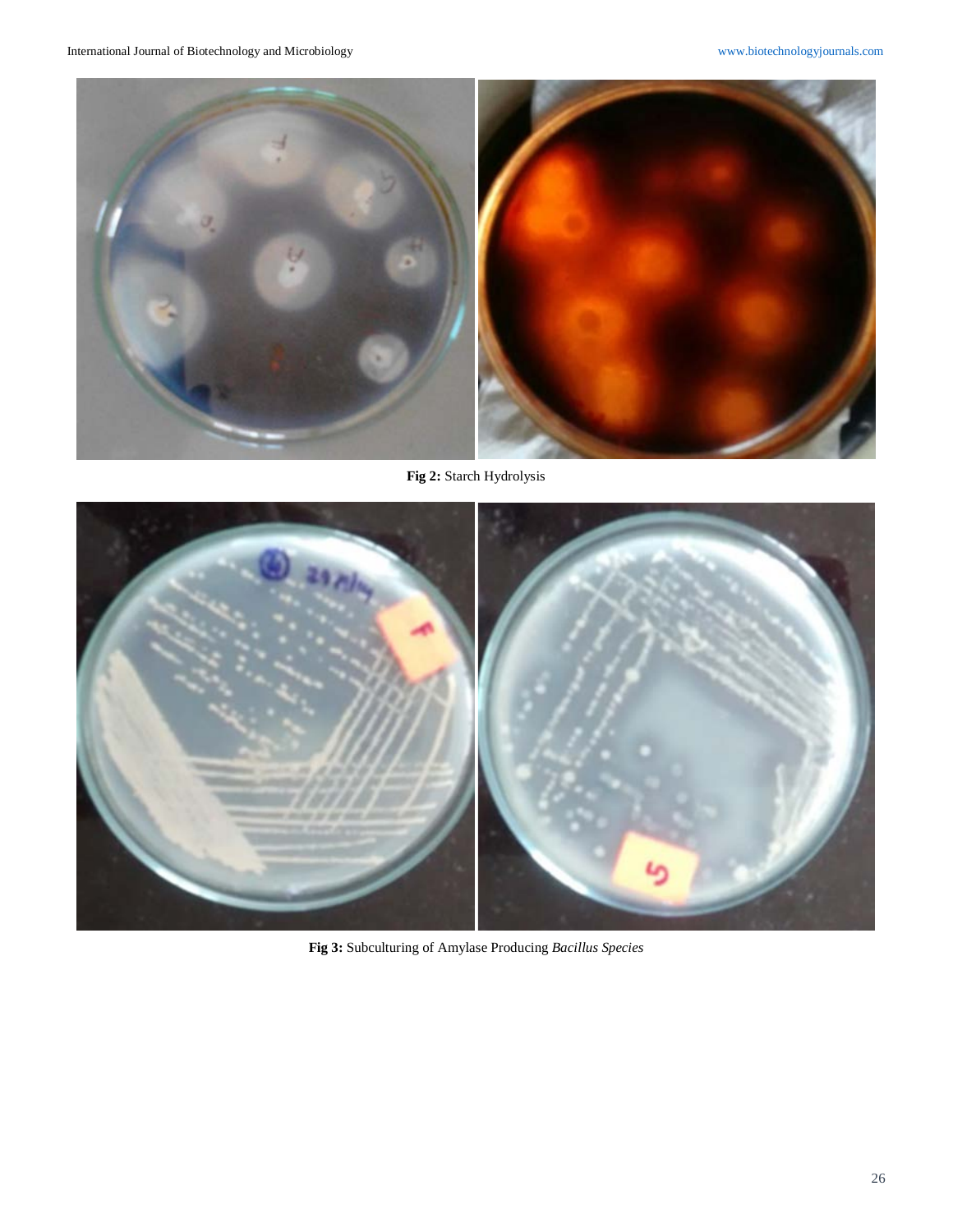Fig 2: Starch Hydrolysis

Fig 3: Subculturing of Amylase Producing *Bacillus Species*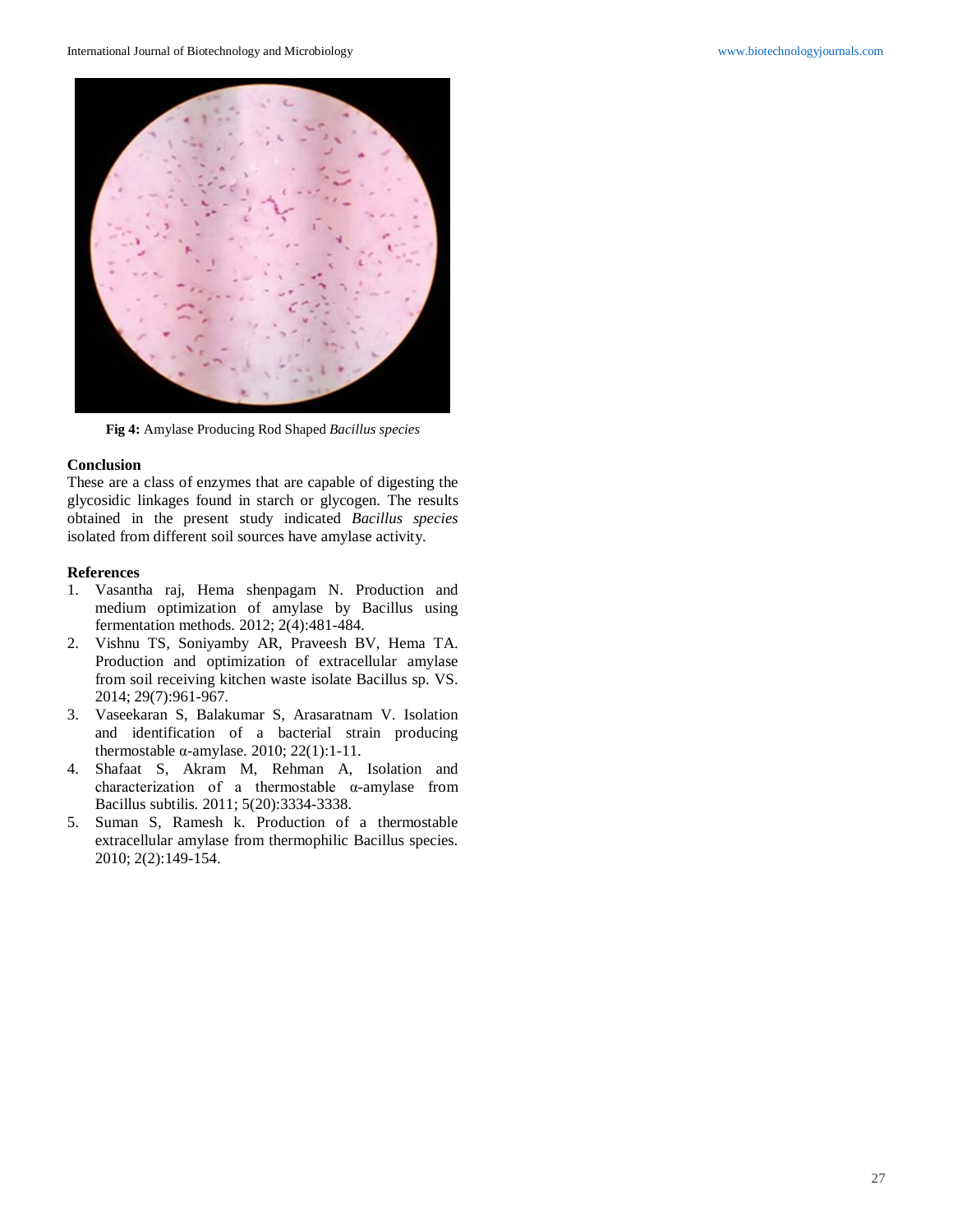**Fig 4:** Amylase Producing Rod Shaped *Bacillus species*

## Conclusion

These are a class of enzymes that are capable of digesting the glycosidic linkages found in starch or glycogen. The results obtained in the present study indicated *Bacillus species* isolated from different soil sources have amylase activity.

## References

1. Vasantha raj, Hema shenpagam N. Production and medium optimization of amylase by Bacillus using fermentation methods. 2012; 2(4):481-484.
2. Vishnu TS, Soniyamby AR, Praveesh BV, Hema TA. Production and optimization of extracellular amylase from soil receiving kitchen waste isolate Bacillus sp. VS. 2014; 29(7):961-967.
3. Vaseekaran S, Balakumar S, Arasaratnam V. Isolation and identification of a bacterial strain producing thermostable α-amylase. 2010; 22(1):1-11.
4. Shafaat S, Akram M, Rehman A, Isolation and characterization of a thermostable α-amylase from Bacillus subtilis. 2011; 5(20):3334-3338.
5. Suman S, Ramesh k. Production of a thermostable extracellular amylase from thermophilic Bacillus species. 2010; 2(2):149-154.